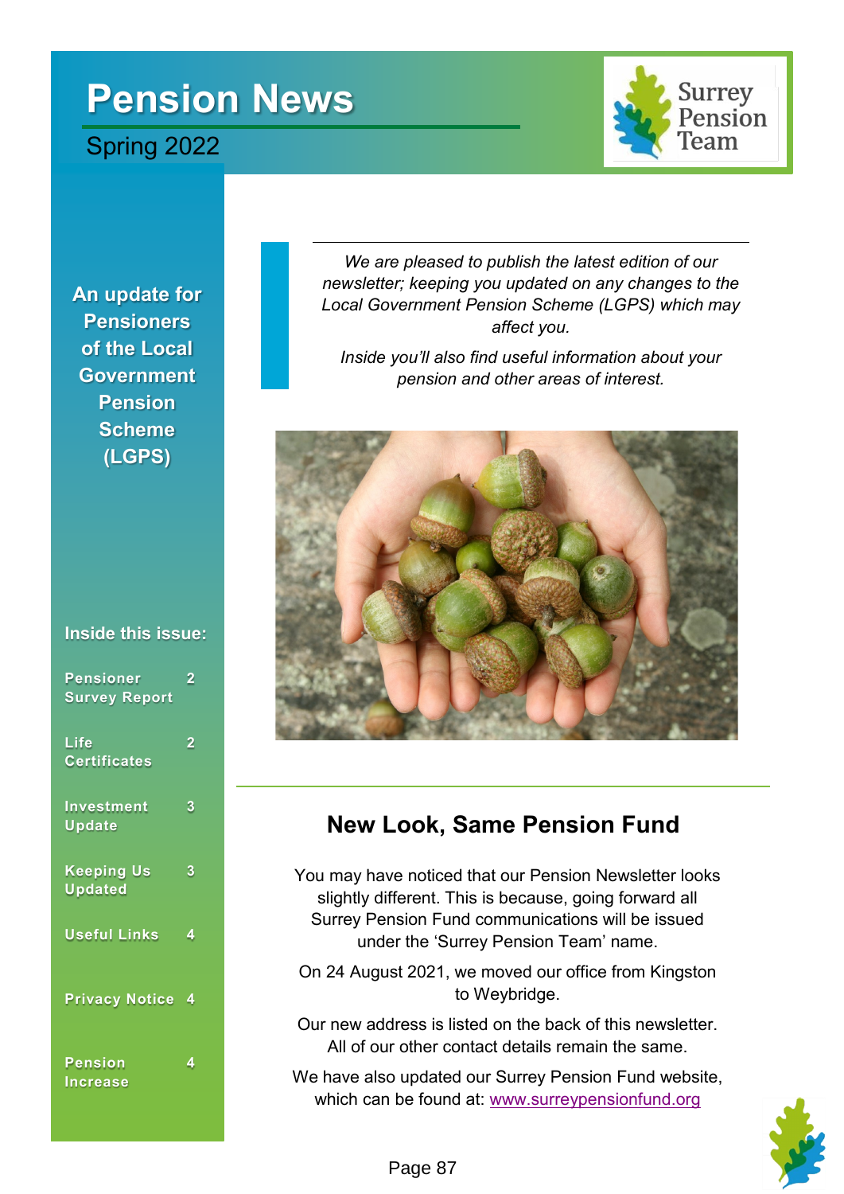# Pension News

Spring 2022

Surrey Pension Team

**An update for Pensioners of the Local Government Pension Scheme (LGPS)**

**Inside this issue:**

| | |
|---|---|
| Pensioner Survey Report | 2 |
| Life Certificates | 2 |
| Investment Update | 3 |
| Keeping Us Updated | 3 |
| Useful Links | 4 |
| Privacy Notice | 4 |
| Pension Increase | 4 |

*We are pleased to publish the latest edition of our newsletter; keeping you updated on any changes to the Local Government Pension Scheme (LGPS) which may affect you.*

*Inside you'll also find useful information about your pension and other areas of interest.*

## New Look, Same Pension Fund

You may have noticed that our Pension Newsletter looks slightly different. This is because, going forward all Surrey Pension Fund communications will be issued under the 'Surrey Pension Team' name.

On 24 August 2021, we moved our office from Kingston to Weybridge.

Our new address is listed on the back of this newsletter. All of our other contact details remain the same.

We have also updated our Surrey Pension Fund website, which can be found at: www.surreypensionfund.org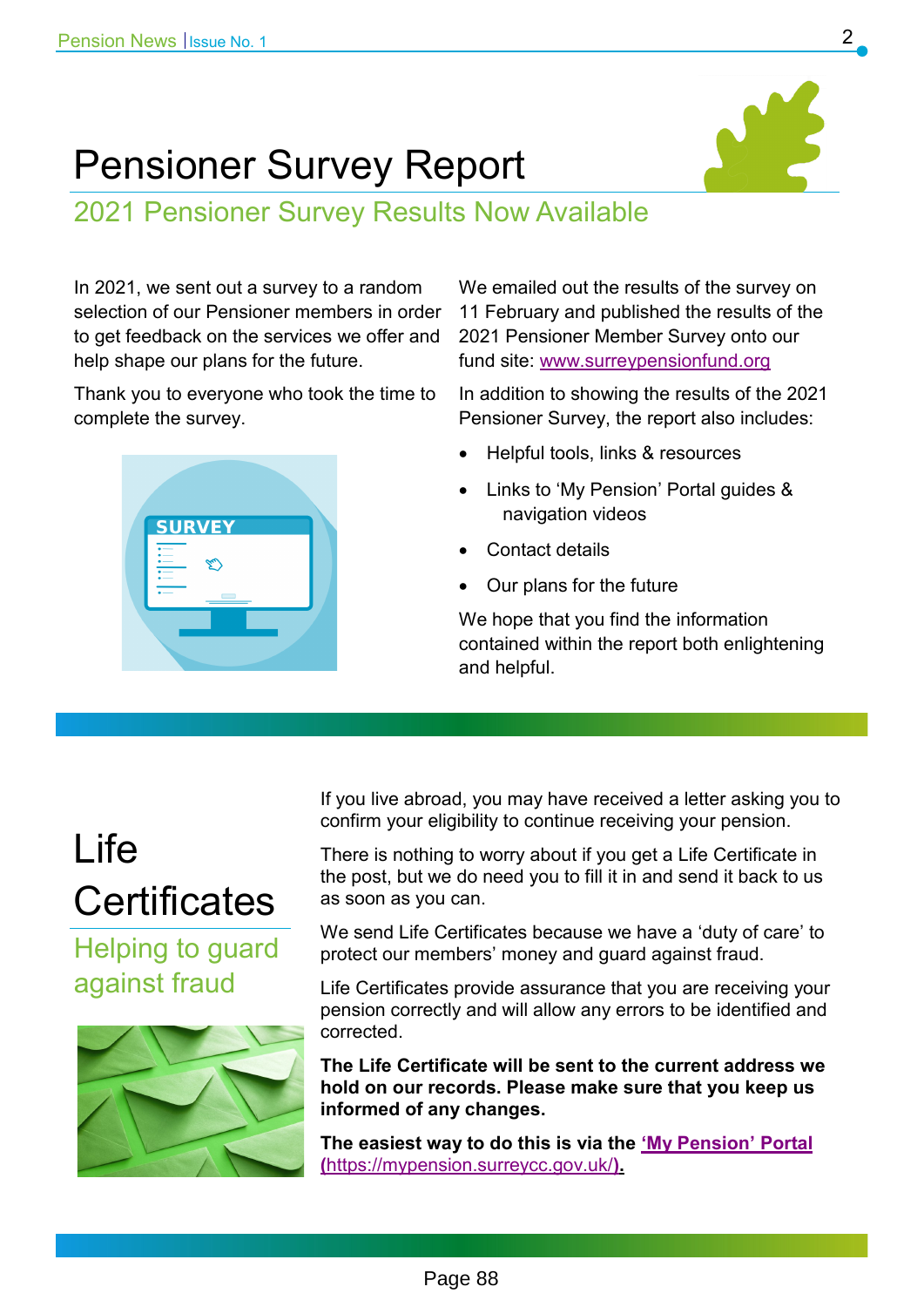# Pensioner Survey Report

## 2021 Pensioner Survey Results Now Available

In 2021, we sent out a survey to a random selection of our Pensioner members in order to get feedback on the services we offer and help shape our plans for the future.

Thank you to everyone who took the time to complete the survey.

We emailed out the results of the survey on 11 February and published the results of the 2021 Pensioner Member Survey onto our fund site: [www.surreypensionfund.org](http://www.surreypensionfund.org)

In addition to showing the results of the 2021 Pensioner Survey, the report also includes:

- Helpful tools, links & resources
- Links to 'My Pension' Portal guides & navigation videos
- Contact details
- Our plans for the future

We hope that you find the information contained within the report both enlightening and helpful.

# Life Certificates

## Helping to guard against fraud

If you live abroad, you may have received a letter asking you to confirm your eligibility to continue receiving your pension.

There is nothing to worry about if you get a Life Certificate in the post, but we do need you to fill it in and send it back to us as soon as you can.

We send Life Certificates because we have a 'duty of care' to protect our members' money and guard against fraud.

Life Certificates provide assurance that you are receiving your pension correctly and will allow any errors to be identified and corrected.

**The Life Certificate will be sent to the current address we hold on our records. Please make sure that you keep us informed of any changes.**

**The easiest way to do this is via the ['My Pension' Portal (https://mypension.surreycc.gov.uk/)](https://mypension.surreycc.gov.uk/).**

Page 88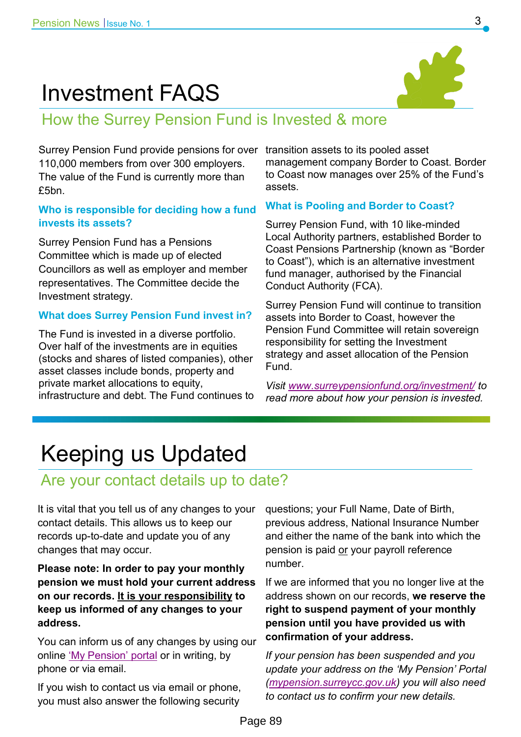# Investment FAQS

## How the Surrey Pension Fund is Invested & more

Surrey Pension Fund provide pensions for over 110,000 members from over 300 employers. The value of the Fund is currently more than £5bn.

### Who is responsible for deciding how a fund invests its assets?

Surrey Pension Fund has a Pensions Committee which is made up of elected Councillors as well as employer and member representatives. The Committee decide the Investment strategy.

### What does Surrey Pension Fund invest in?

The Fund is invested in a diverse portfolio. Over half of the investments are in equities (stocks and shares of listed companies), other asset classes include bonds, property and private market allocations to equity, infrastructure and debt. The Fund continues to transition assets to its pooled asset management company Border to Coast. Border to Coast now manages over 25% of the Fund's assets.

### What is Pooling and Border to Coast?

Surrey Pension Fund, with 10 like-minded Local Authority partners, established Border to Coast Pensions Partnership (known as "Border to Coast"), which is an alternative investment fund manager, authorised by the Financial Conduct Authority (FCA).

Surrey Pension Fund will continue to transition assets into Border to Coast, however the Pension Fund Committee will retain sovereign responsibility for setting the Investment strategy and asset allocation of the Pension Fund.

*Visit www.surreypensionfund.org/investment/ to read more about how your pension is invested.*

# Keeping us Updated

## Are your contact details up to date?

It is vital that you tell us of any changes to your contact details. This allows us to keep our records up-to-date and update you of any changes that may occur.

**Please note: In order to pay your monthly pension we must hold your current address on our records. It is your responsibility to keep us informed of any changes to your address.**

You can inform us of any changes by using our online 'My Pension' portal or in writing, by phone or via email.

If you wish to contact us via email or phone, you must also answer the following security questions; your Full Name, Date of Birth, previous address, National Insurance Number and either the name of the bank into which the pension is paid or your payroll reference number.

If we are informed that you no longer live at the address shown on our records, **we reserve the right to suspend payment of your monthly pension until you have provided us with confirmation of your address.**

*If your pension has been suspended and you update your address on the 'My Pension' Portal (mypension.surreycc.gov.uk) you will also need to contact us to confirm your new details.*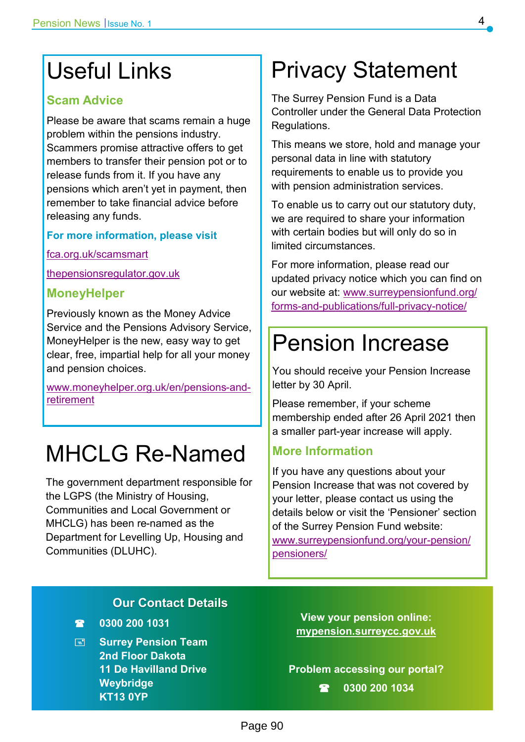# Useful Links

## Scam Advice

Please be aware that scams remain a huge problem within the pensions industry. Scammers promise attractive offers to get members to transfer their pension pot or to release funds from it. If you have any pensions which aren't yet in payment, then remember to take financial advice before releasing any funds.

**For more information, please visit**

fca.org.uk/scamsmart

thepensionsregulator.gov.uk

## MoneyHelper

Previously known as the Money Advice Service and the Pensions Advisory Service, MoneyHelper is the new, easy way to get clear, free, impartial help for all your money and pension choices.

www.moneyhelper.org.uk/en/pensions-and-retirement

# MHCLG Re-Named

The government department responsible for the LGPS (the Ministry of Housing, Communities and Local Government or MHCLG) has been re-named as the Department for Levelling Up, Housing and Communities (DLUHC).

# Privacy Statement

The Surrey Pension Fund is a Data Controller under the General Data Protection Regulations.

This means we store, hold and manage your personal data in line with statutory requirements to enable us to provide you with pension administration services.

To enable us to carry out our statutory duty, we are required to share your information with certain bodies but will only do so in limited circumstances.

For more information, please read our updated privacy notice which you can find on our website at: www.surreypensionfund.org/forms-and-publications/full-privacy-notice/

# Pension Increase

You should receive your Pension Increase letter by 30 April.

Please remember, if your scheme membership ended after 26 April 2021 then a smaller part-year increase will apply.

## More Information

If you have any questions about your Pension Increase that was not covered by your letter, please contact us using the details below or visit the 'Pensioner' section of the Surrey Pension Fund website: www.surreypensionfund.org/your-pension/pensioners/

## Our Contact Details

**0300 200 1031**

**Surrey Pension Team**
**2nd Floor Dakota**
**11 De Havilland Drive**
**Weybridge**
**KT13 0YP**

**View your pension online:**
**mypension.surreycc.gov.uk**

**Problem accessing our portal?**

**0300 200 1034**